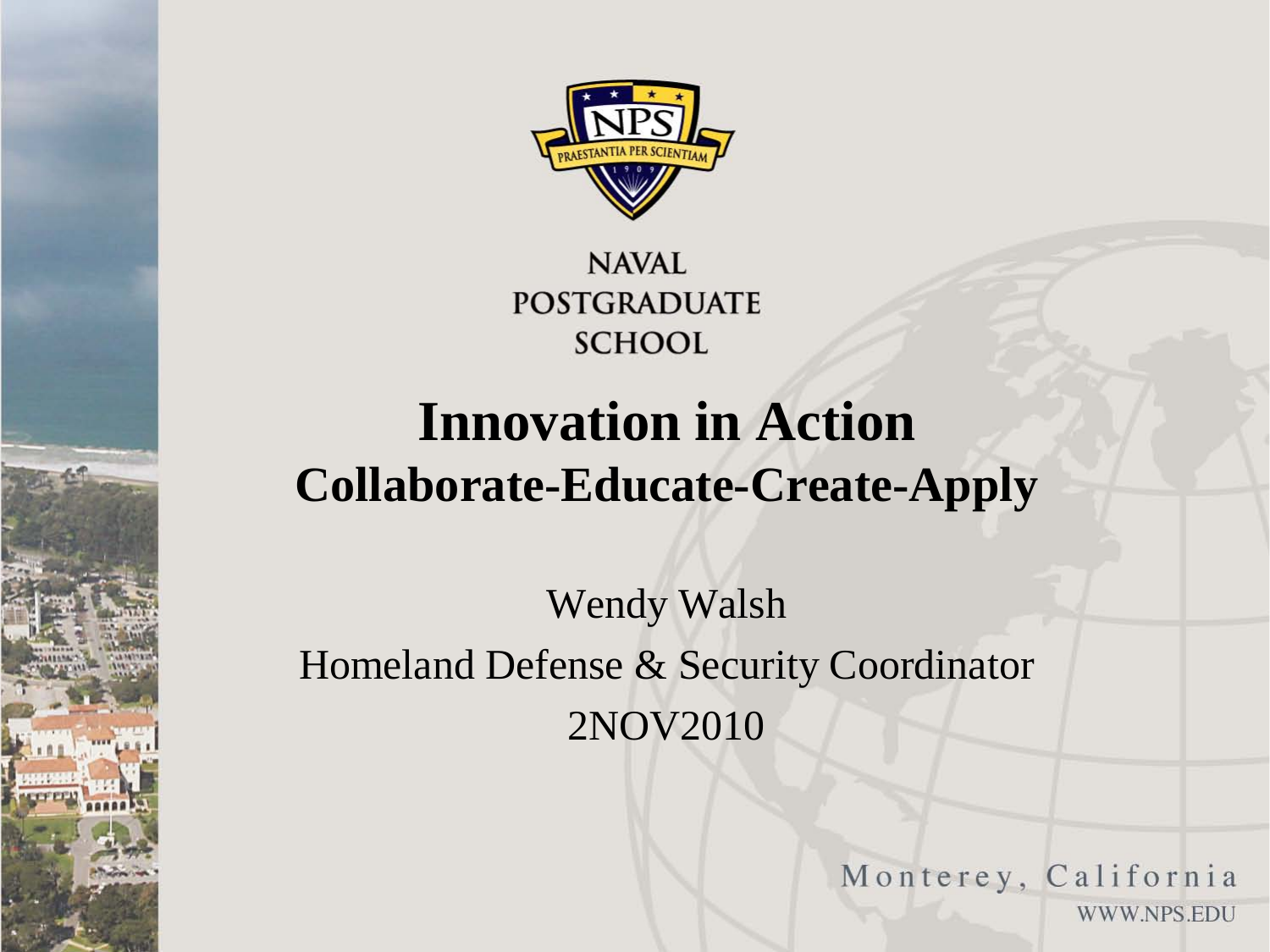NAVAL POSTGRADUATE SCHOOL

# Innovation in Action

## Collaborate-Educate-Create-Apply

Wendy Walsh

Homeland Defense & Security Coordinator

2NOV2010

Monterey, California

WWW.NPS.EDU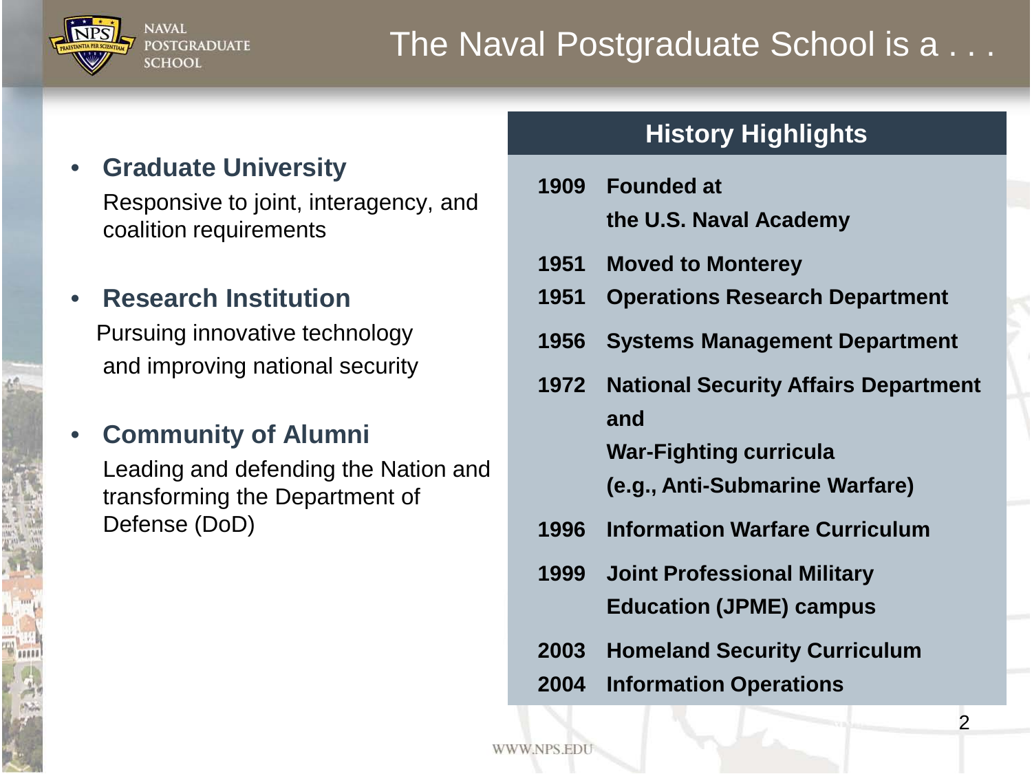# The Naval Postgraduate School is a . . .

- **Graduate University**
  Responsive to joint, interagency, and coalition requirements

- **Research Institution**
  Pursuing innovative technology and improving national security

- **Community of Alumni**
  Leading and defending the Nation and transforming the Department of Defense (DoD)

## History Highlights

| Year | Highlight |
|---|---|
| **1909** | **Founded at the U.S. Naval Academy** |
| **1951** | **Moved to Monterey** |
| **1951** | **Operations Research Department** |
| **1956** | **Systems Management Department** |
| **1972** | **National Security Affairs Department and War-Fighting curricula (e.g., Anti-Submarine Warfare)** |
| **1996** | **Information Warfare Curriculum** |
| **1999** | **Joint Professional Military Education (JPME) campus** |
| **2003** | **Homeland Security Curriculum** |
| **2004** | **Information Operations** |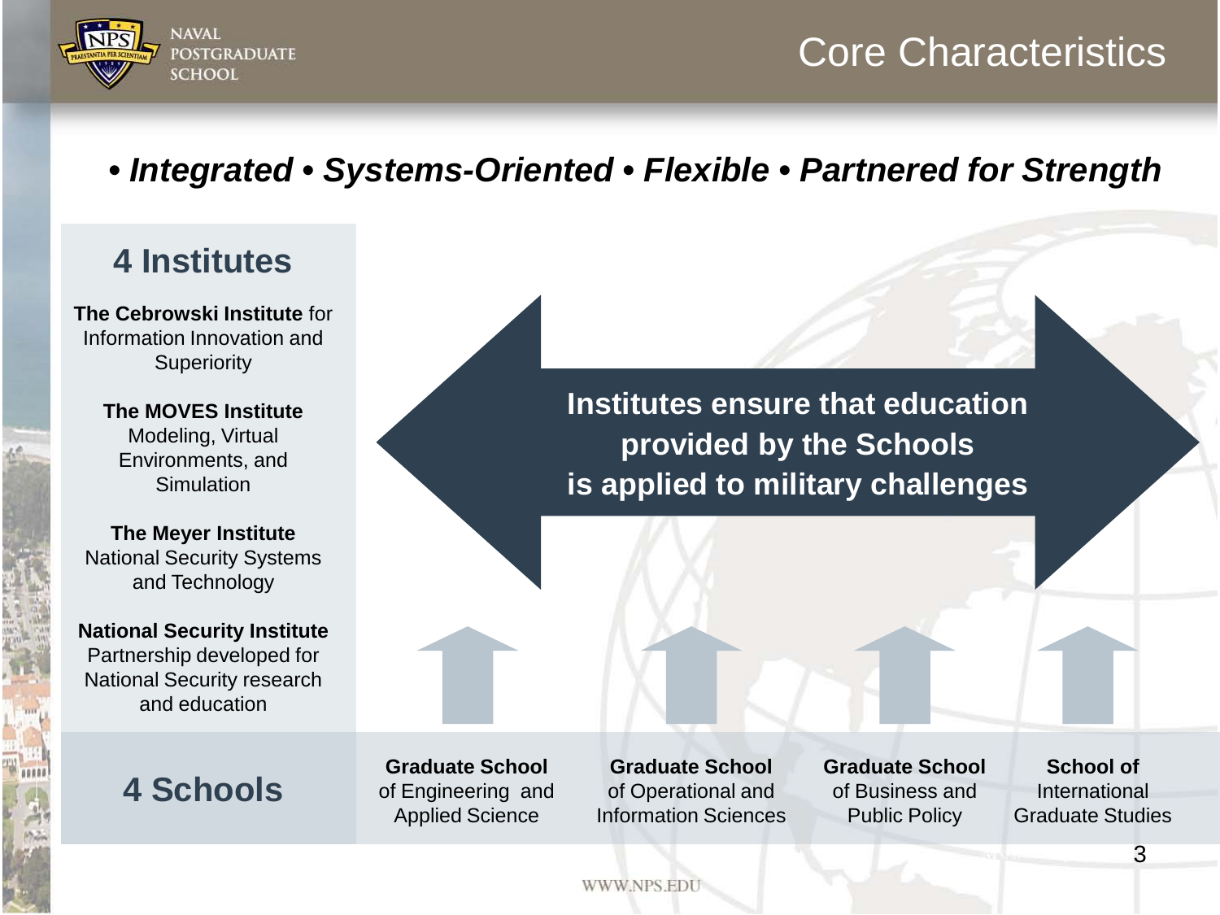# Core Characteristics

***• Integrated • Systems-Oriented • Flexible • Partnered for Strength***

## 4 Institutes

**The Cebrowski Institute** for Information Innovation and Superiority

**The MOVES Institute**
Modeling, Virtual Environments, and Simulation

**The Meyer Institute**
National Security Systems and Technology

**National Security Institute**
Partnership developed for National Security research and education

**Institutes ensure that education provided by the Schools is applied to military challenges**

## 4 Schools

**Graduate School** of Engineering and Applied Science

**Graduate School** of Operational and Information Sciences

**Graduate School** of Business and Public Policy

**School of** International Graduate Studies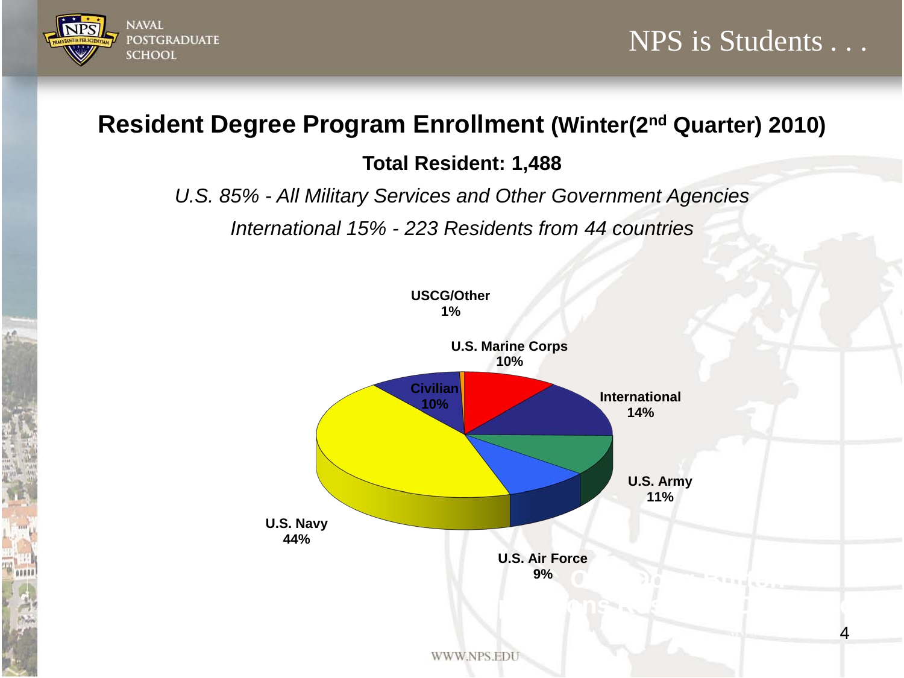# NPS is Students . . .

## Resident Degree Program Enrollment (Winter(2nd Quarter) 2010)

**Total Resident: 1,488**

*U.S. 85% - All Military Services and Other Government Agencies*

*International 15% - 223 Residents from 44 countries*

| Category | Percentage |
|---|---|
| U.S. Navy | 44% |
| International | 14% |
| U.S. Army | 11% |
| U.S. Marine Corps | 10% |
| Civilian | 10% |
| U.S. Air Force | 9% |
| USCG/Other | 1% |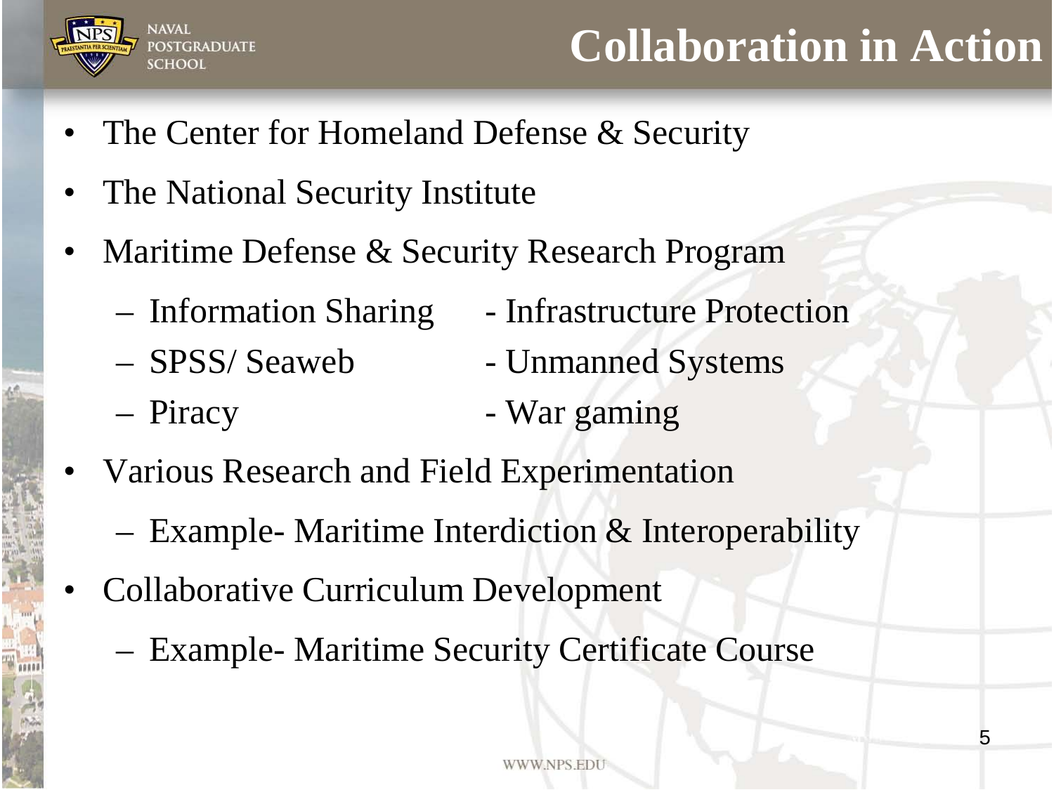# Collaboration in Action

- The Center for Homeland Defense & Security
- The National Security Institute
- Maritime Defense & Security Research Program
  - Information Sharing
  - SPSS/ Seaweb
  - Piracy
  - Infrastructure Protection
  - Unmanned Systems
  - War gaming
- Various Research and Field Experimentation
  - Example- Maritime Interdiction & Interoperability
- Collaborative Curriculum Development
  - Example- Maritime Security Certificate Course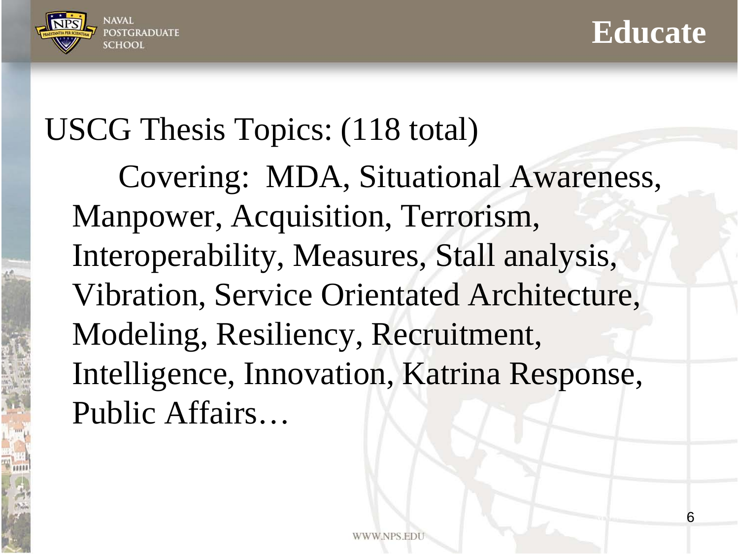# Educate

## USCG Thesis Topics: (118 total)

Covering: MDA, Situational Awareness, Manpower, Acquisition, Terrorism, Interoperability, Measures, Stall analysis, Vibration, Service Orientated Architecture, Modeling, Resiliency, Recruitment, Intelligence, Innovation, Katrina Response, Public Affairs…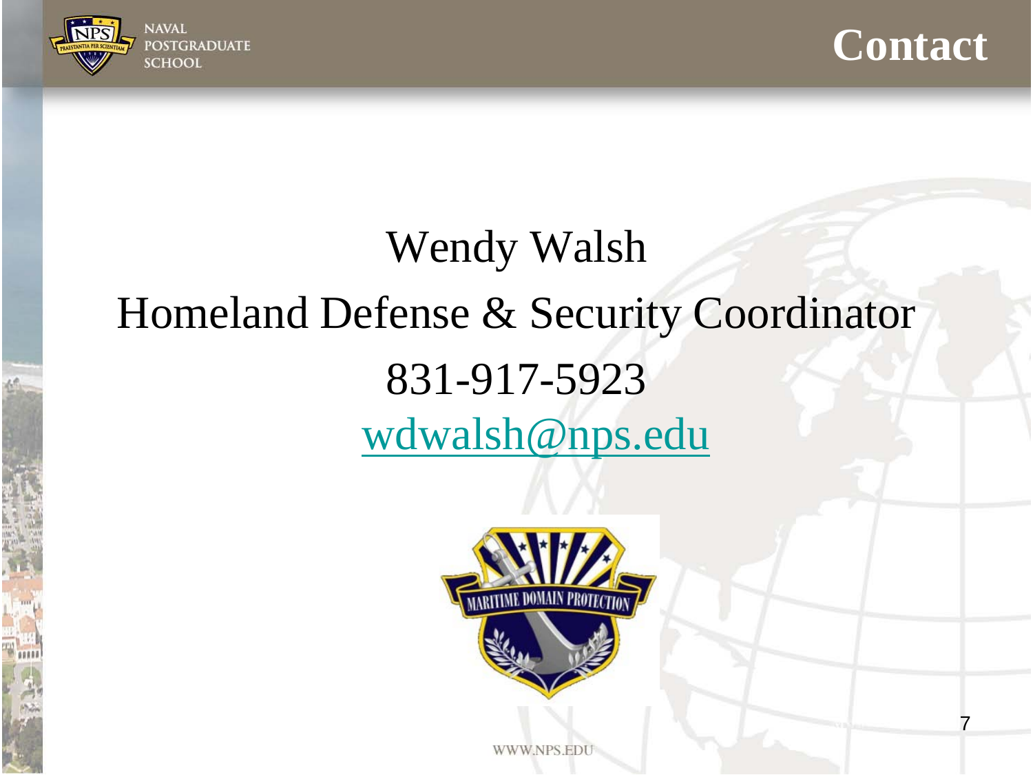# Contact

Wendy Walsh

Homeland Defense & Security Coordinator

831-917-5923

wdwalsh@nps.edu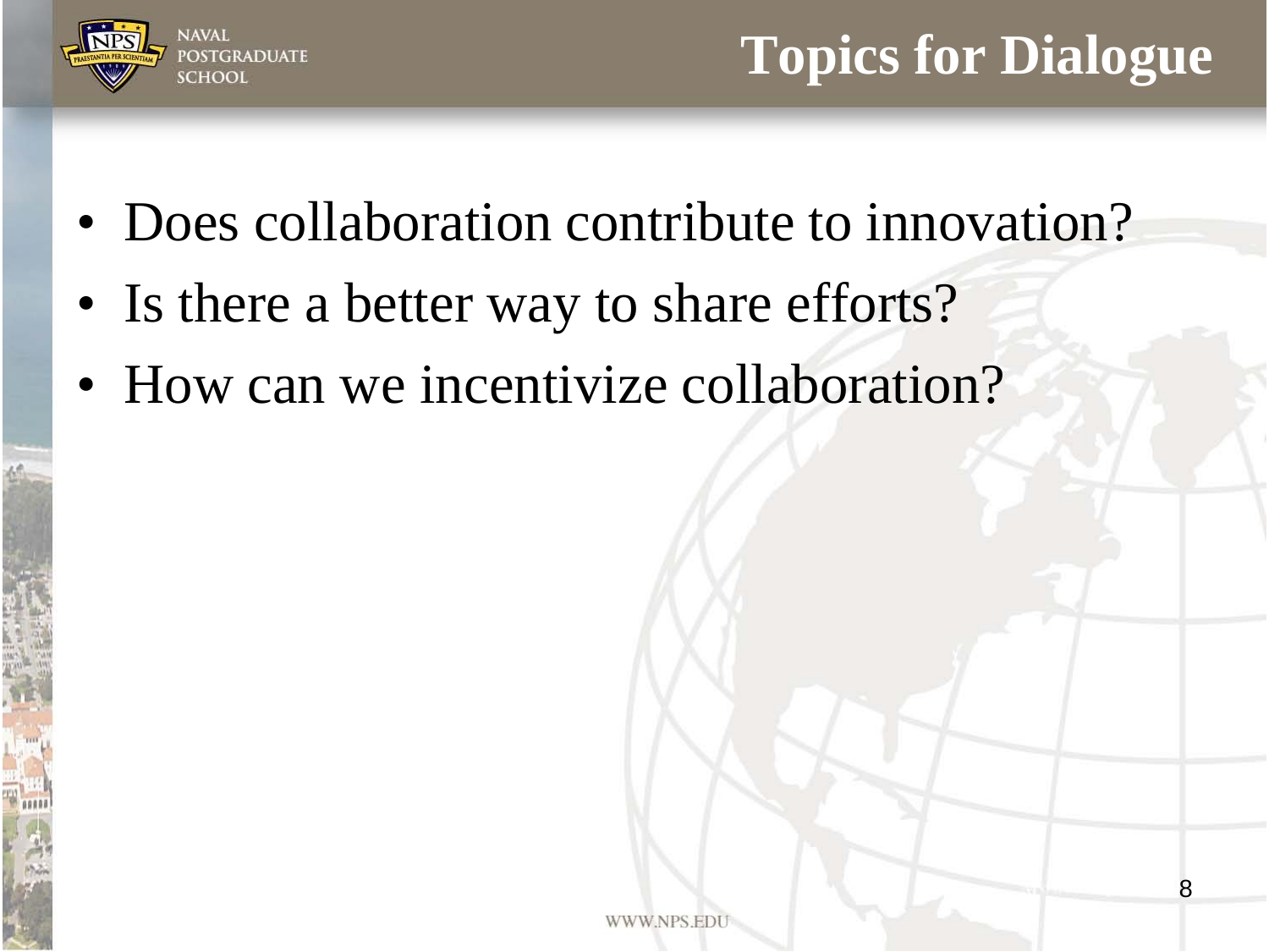# Topics for Dialogue

- Does collaboration contribute to innovation?
- Is there a better way to share efforts?
- How can we incentivize collaboration?